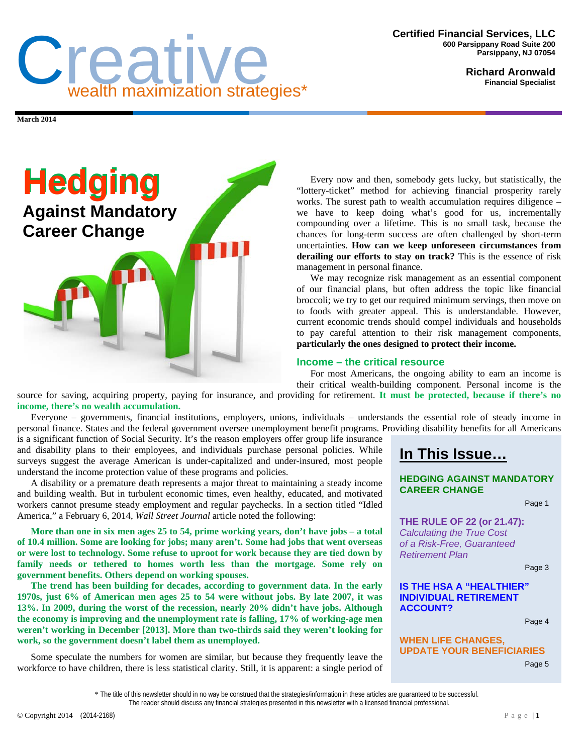# Creative

wealth maximization strategies*

**Certified Financial Services, LLC**
600 Parsippany Road Suite 200
Parsippany, NJ 07054

**Richard Aronwald**
Financial Specialist

**March 2014**

## Hedging Against Mandatory Career Change

Every now and then, somebody gets lucky, but statistically, the "lottery-ticket" method for achieving financial prosperity rarely works. The surest path to wealth accumulation requires diligence – we have to keep doing what's good for us, incrementally compounding over a lifetime. This is no small task, because the chances for long-term success are often challenged by short-term uncertainties. **How can we keep unforeseen circumstances from derailing our efforts to stay on track?** This is the essence of risk management in personal finance.

We may recognize risk management as an essential component of our financial plans, but often address the topic like financial broccoli; we try to get our required minimum servings, then move on to foods with greater appeal. This is understandable. However, current economic trends should compel individuals and households to pay careful attention to their risk management components, **particularly the ones designed to protect their income.**

### Income – the critical resource

For most Americans, the ongoing ability to earn an income is their critical wealth-building component. Personal income is the source for saving, acquiring property, paying for insurance, and providing for retirement. **It must be protected, because if there's no income, there's no wealth accumulation.**

Everyone – governments, financial institutions, employers, unions, individuals – understands the essential role of steady income in personal finance. States and the federal government oversee unemployment benefit programs. Providing disability benefits for all Americans is a significant function of Social Security. It's the reason employers offer group life insurance and disability plans to their employees, and individuals purchase personal policies. While surveys suggest the average American is under-capitalized and under-insured, most people understand the income protection value of these programs and policies.

A disability or a premature death represents a major threat to maintaining a steady income and building wealth. But in turbulent economic times, even healthy, educated, and motivated workers cannot presume steady employment and regular paychecks. In a section titled "Idled America," a February 6, 2014, *Wall Street Journal* article noted the following:

> **More than one in six men ages 25 to 54, prime working years, don't have jobs – a total of 10.4 million. Some are looking for jobs; many aren't. Some had jobs that went overseas or were lost to technology. Some refuse to uproot for work because they are tied down by family needs or tethered to homes worth less than the mortgage. Some rely on government benefits. Others depend on working spouses.**
>
> **The trend has been building for decades, according to government data. In the early 1970s, just 6% of American men ages 25 to 54 were without jobs. By late 2007, it was 13%. In 2009, during the worst of the recession, nearly 20% didn't have jobs. Although the economy is improving and the unemployment rate is falling, 17% of working-age men weren't working in December [2013]. More than two-thirds said they weren't looking for work, so the government doesn't label them as unemployed.**

Some speculate the numbers for women are similar, but because they frequently leave the workforce to have children, there is less statistical clarity. Still, it is apparent: a single period of

## In This Issue…

**HEDGING AGAINST MANDATORY CAREER CHANGE** — Page 1

**THE RULE OF 22 (or 21.47):** *Calculating the True Cost of a Risk-Free, Guaranteed Retirement Plan* — Page 3

**IS THE HSA A "HEALTHIER" INDIVIDUAL RETIREMENT ACCOUNT?** — Page 4

**WHEN LIFE CHANGES, UPDATE YOUR BENEFICIARIES** — Page 5

\* The title of this newsletter should in no way be construed that the strategies/information in these articles are guaranteed to be successful. The reader should discuss any financial strategies presented in this newsletter with a licensed financial professional.

© Copyright 2014 (2014-2168)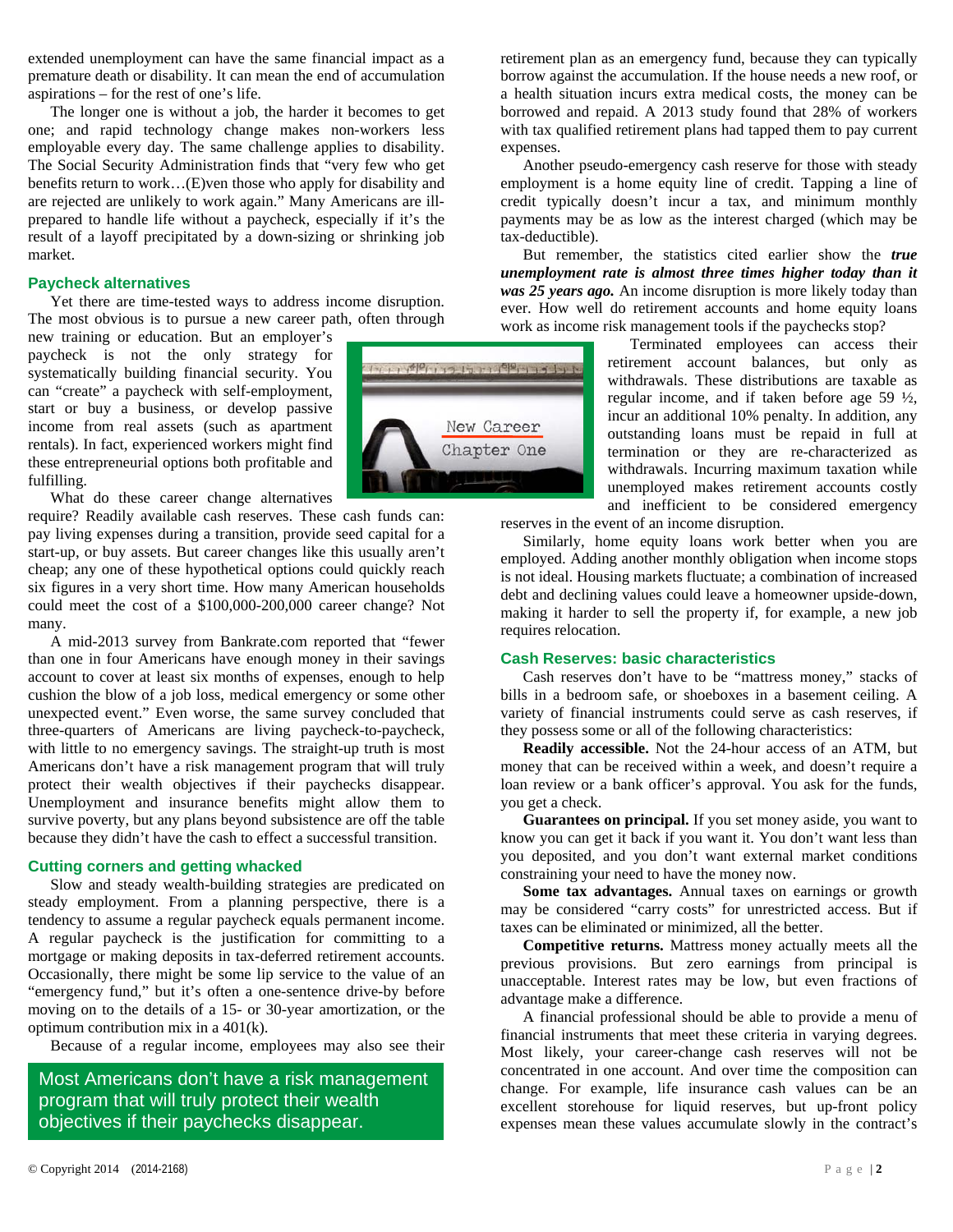extended unemployment can have the same financial impact as a premature death or disability. It can mean the end of accumulation aspirations – for the rest of one's life.

The longer one is without a job, the harder it becomes to get one; and rapid technology change makes non-workers less employable every day. The same challenge applies to disability. The Social Security Administration finds that "very few who get benefits return to work…(E)ven those who apply for disability and are rejected are unlikely to work again." Many Americans are ill-prepared to handle life without a paycheck, especially if it's the result of a layoff precipitated by a down-sizing or shrinking job market.

### Paycheck alternatives

Yet there are time-tested ways to address income disruption. The most obvious is to pursue a new career path, often through new training or education. But an employer's paycheck is not the only strategy for systematically building financial security. You can "create" a paycheck with self-employment, start or buy a business, or develop passive income from real assets (such as apartment rentals). In fact, experienced workers might find these entrepreneurial options both profitable and fulfilling.

What do these career change alternatives require? Readily available cash reserves. These cash funds can: pay living expenses during a transition, provide seed capital for a start-up, or buy assets. But career changes like this usually aren't cheap; any one of these hypothetical options could quickly reach six figures in a very short time. How many American households could meet the cost of a $100,000-200,000 career change? Not many.

A mid-2013 survey from Bankrate.com reported that "fewer than one in four Americans have enough money in their savings account to cover at least six months of expenses, enough to help cushion the blow of a job loss, medical emergency or some other unexpected event." Even worse, the same survey concluded that three-quarters of Americans are living paycheck-to-paycheck, with little to no emergency savings. The straight-up truth is most Americans don't have a risk management program that will truly protect their wealth objectives if their paychecks disappear. Unemployment and insurance benefits might allow them to survive poverty, but any plans beyond subsistence are off the table because they didn't have the cash to effect a successful transition.

### Cutting corners and getting whacked

Slow and steady wealth-building strategies are predicated on steady employment. From a planning perspective, there is a tendency to assume a regular paycheck equals permanent income. A regular paycheck is the justification for committing to a mortgage or making deposits in tax-deferred retirement accounts. Occasionally, there might be some lip service to the value of an "emergency fund," but it's often a one-sentence drive-by before moving on to the details of a 15- or 30-year amortization, or the optimum contribution mix in a 401(k).

Because of a regular income, employees may also see their retirement plan as an emergency fund, because they can typically borrow against the accumulation. If the house needs a new roof, or a health situation incurs extra medical costs, the money can be borrowed and repaid. A 2013 study found that 28% of workers with tax qualified retirement plans had tapped them to pay current expenses.

> Most Americans don't have a risk management program that will truly protect their wealth objectives if their paychecks disappear.

Another pseudo-emergency cash reserve for those with steady employment is a home equity line of credit. Tapping a line of credit typically doesn't incur a tax, and minimum monthly payments may be as low as the interest charged (which may be tax-deductible).

But remember, the statistics cited earlier show the ***true unemployment rate is almost three times higher today than it was 25 years ago.*** An income disruption is more likely today than ever. How well do retirement accounts and home equity loans work as income risk management tools if the paychecks stop?

Terminated employees can access their retirement account balances, but only as withdrawals. These distributions are taxable as regular income, and if taken before age 59 ½, incur an additional 10% penalty. In addition, any outstanding loans must be repaid in full at termination or they are re-characterized as withdrawals. Incurring maximum taxation while unemployed makes retirement accounts costly and inefficient to be considered emergency reserves in the event of an income disruption.

Similarly, home equity loans work better when you are employed. Adding another monthly obligation when income stops is not ideal. Housing markets fluctuate; a combination of increased debt and declining values could leave a homeowner upside-down, making it harder to sell the property if, for example, a new job requires relocation.

### Cash Reserves: basic characteristics

Cash reserves don't have to be "mattress money," stacks of bills in a bedroom safe, or shoeboxes in a basement ceiling. A variety of financial instruments could serve as cash reserves, if they possess some or all of the following characteristics:

**Readily accessible.** Not the 24-hour access of an ATM, but money that can be received within a week, and doesn't require a loan review or a bank officer's approval. You ask for the funds, you get a check.

**Guarantees on principal.** If you set money aside, you want to know you can get it back if you want it. You don't want less than you deposited, and you don't want external market conditions constraining your need to have the money now.

**Some tax advantages.** Annual taxes on earnings or growth may be considered "carry costs" for unrestricted access. But if taxes can be eliminated or minimized, all the better.

**Competitive returns.** Mattress money actually meets all the previous provisions. But zero earnings from principal is unacceptable. Interest rates may be low, but even fractions of advantage make a difference.

A financial professional should be able to provide a menu of financial instruments that meet these criteria in varying degrees. Most likely, your career-change cash reserves will not be concentrated in one account. And over time the composition can change. For example, life insurance cash values can be an excellent storehouse for liquid reserves, but up-front policy expenses mean these values accumulate slowly in the contract's

© Copyright 2014 (2014-2168)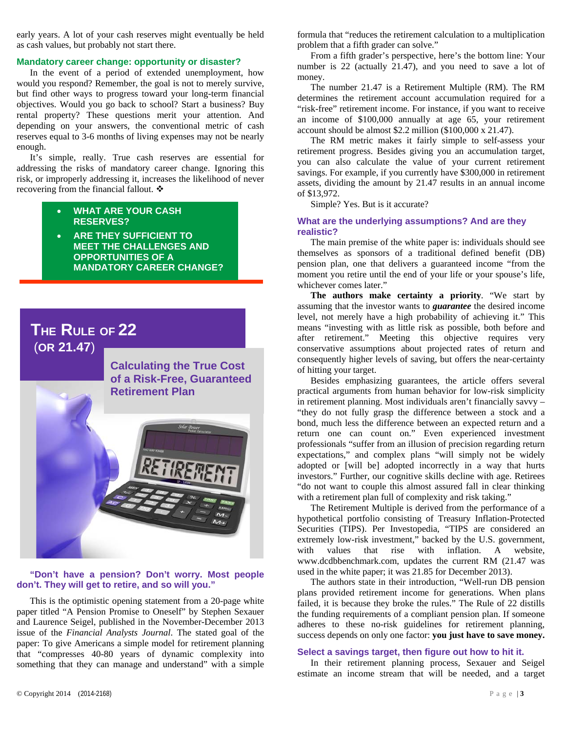early years. A lot of your cash reserves might eventually be held as cash values, but probably not start there.

### Mandatory career change: opportunity or disaster?

In the event of a period of extended unemployment, how would you respond? Remember, the goal is not to merely survive, but find other ways to progress toward your long-term financial objectives. Would you go back to school? Start a business? Buy rental property? These questions merit your attention. And depending on your answers, the conventional metric of cash reserves equal to 3-6 months of living expenses may not be nearly enough.

It's simple, really. True cash reserves are essential for addressing the risks of mandatory career change. Ignoring this risk, or improperly addressing it, increases the likelihood of never recovering from the financial fallout. ❖

- **WHAT ARE YOUR CASH RESERVES?**
- **ARE THEY SUFFICIENT TO MEET THE CHALLENGES AND OPPORTUNITIES OF A MANDATORY CAREER CHANGE?**

## THE RULE OF 22 (OR 21.47)

### Calculating the True Cost of a Risk-Free, Guaranteed Retirement Plan

**"Don't have a pension? Don't worry. Most people don't. They will get to retire, and so will you."**

This is the optimistic opening statement from a 20-page white paper titled "A Pension Promise to Oneself" by Stephen Sexauer and Laurence Seigel, published in the November-December 2013 issue of the *Financial Analysts Journal*. The stated goal of the paper: To give Americans a simple model for retirement planning that "compresses 40-80 years of dynamic complexity into something that they can manage and understand" with a simple formula that "reduces the retirement calculation to a multiplication problem that a fifth grader can solve."

From a fifth grader's perspective, here's the bottom line: Your number is 22 (actually 21.47), and you need to save a lot of money.

The number 21.47 is a Retirement Multiple (RM). The RM determines the retirement account accumulation required for a "risk-free" retirement income. For instance, if you want to receive an income of $100,000 annually at age 65, your retirement account should be almost $2.2 million ($100,000 x 21.47).

The RM metric makes it fairly simple to self-assess your retirement progress. Besides giving you an accumulation target, you can also calculate the value of your current retirement savings. For example, if you currently have $300,000 in retirement assets, dividing the amount by 21.47 results in an annual income of $13,972.

Simple? Yes. But is it accurate?

### What are the underlying assumptions? And are they realistic?

The main premise of the white paper is: individuals should see themselves as sponsors of a traditional defined benefit (DB) pension plan, one that delivers a guaranteed income "from the moment you retire until the end of your life or your spouse's life, whichever comes later."

**The authors make certainty a priority**. "We start by assuming that the investor wants to ***guarantee*** the desired income level, not merely have a high probability of achieving it." This means "investing with as little risk as possible, both before and after retirement." Meeting this objective requires very conservative assumptions about projected rates of return and consequently higher levels of saving, but offers the near-certainty of hitting your target.

Besides emphasizing guarantees, the article offers several practical arguments from human behavior for low-risk simplicity in retirement planning. Most individuals aren't financially savvy – "they do not fully grasp the difference between a stock and a bond, much less the difference between an expected return and a return one can count on." Even experienced investment professionals "suffer from an illusion of precision regarding return expectations," and complex plans "will simply not be widely adopted or [will be] adopted incorrectly in a way that hurts investors." Further, our cognitive skills decline with age. Retirees "do not want to couple this almost assured fall in clear thinking with a retirement plan full of complexity and risk taking."

The Retirement Multiple is derived from the performance of a hypothetical portfolio consisting of Treasury Inflation-Protected Securities (TIPS). Per Investopedia, "TIPS are considered an extremely low-risk investment," backed by the U.S. government, with values that rise with inflation. A website, www.dcdbbenchmark.com, updates the current RM (21.47 was used in the white paper; it was 21.85 for December 2013).

The authors state in their introduction, "Well-run DB pension plans provided retirement income for generations. When plans failed, it is because they broke the rules." The Rule of 22 distills the funding requirements of a compliant pension plan. If someone adheres to these no-risk guidelines for retirement planning, success depends on only one factor: **you just have to save money.**

### Select a savings target, then figure out how to hit it.

In their retirement planning process, Sexauer and Seigel estimate an income stream that will be needed, and a target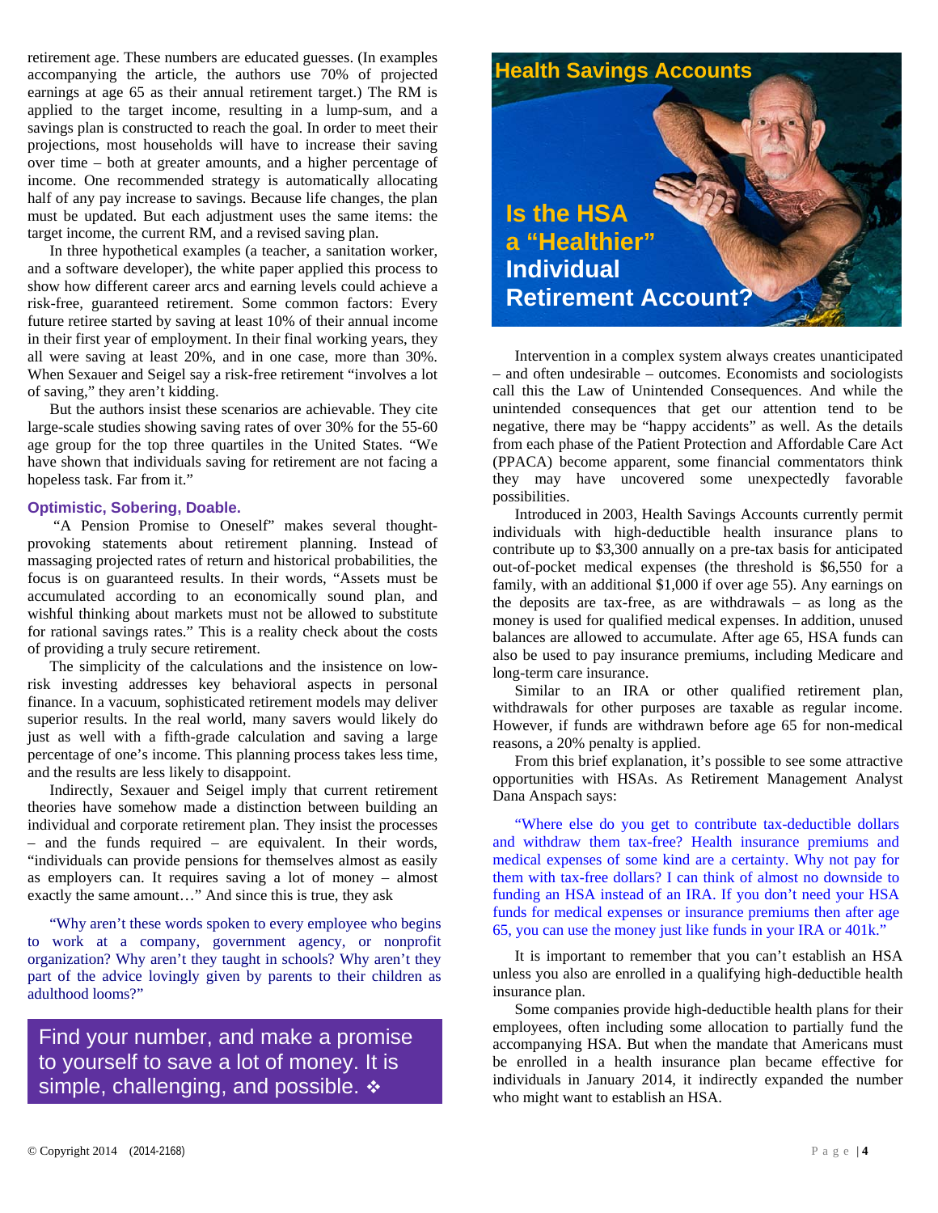retirement age. These numbers are educated guesses. (In examples accompanying the article, the authors use 70% of projected earnings at age 65 as their annual retirement target.) The RM is applied to the target income, resulting in a lump-sum, and a savings plan is constructed to reach the goal. In order to meet their projections, most households will have to increase their saving over time – both at greater amounts, and a higher percentage of income. One recommended strategy is automatically allocating half of any pay increase to savings. Because life changes, the plan must be updated. But each adjustment uses the same items: the target income, the current RM, and a revised saving plan.

In three hypothetical examples (a teacher, a sanitation worker, and a software developer), the white paper applied this process to show how different career arcs and earning levels could achieve a risk-free, guaranteed retirement. Some common factors: Every future retiree started by saving at least 10% of their annual income in their first year of employment. In their final working years, they all were saving at least 20%, and in one case, more than 30%. When Sexauer and Seigel say a risk-free retirement "involves a lot of saving," they aren't kidding.

But the authors insist these scenarios are achievable. They cite large-scale studies showing saving rates of over 30% for the 55-60 age group for the top three quartiles in the United States. "We have shown that individuals saving for retirement are not facing a hopeless task. Far from it."

### Optimistic, Sobering, Doable.

"A Pension Promise to Oneself" makes several thought-provoking statements about retirement planning. Instead of massaging projected rates of return and historical probabilities, the focus is on guaranteed results. In their words, "Assets must be accumulated according to an economically sound plan, and wishful thinking about markets must not be allowed to substitute for rational savings rates." This is a reality check about the costs of providing a truly secure retirement.

The simplicity of the calculations and the insistence on low-risk investing addresses key behavioral aspects in personal finance. In a vacuum, sophisticated retirement models may deliver superior results. In the real world, many savers would likely do just as well with a fifth-grade calculation and saving a large percentage of one's income. This planning process takes less time, and the results are less likely to disappoint.

Indirectly, Sexauer and Seigel imply that current retirement theories have somehow made a distinction between building an individual and corporate retirement plan. They insist the processes – and the funds required – are equivalent. In their words, "individuals can provide pensions for themselves almost as easily as employers can. It requires saving a lot of money – almost exactly the same amount…" And since this is true, they ask

> "Why aren't these words spoken to every employee who begins to work at a company, government agency, or nonprofit organization? Why aren't they taught in schools? Why aren't they part of the advice lovingly given by parents to their children as adulthood looms?"

**Find your number, and make a promise to yourself to save a lot of money. It is simple, challenging, and possible. ❖**

## Health Savings Accounts

## Is the HSA a "Healthier" Individual Retirement Account?

Intervention in a complex system always creates unanticipated – and often undesirable – outcomes. Economists and sociologists call this the Law of Unintended Consequences. And while the unintended consequences that get our attention tend to be negative, there may be "happy accidents" as well. As the details from each phase of the Patient Protection and Affordable Care Act (PPACA) become apparent, some financial commentators think they may have uncovered some unexpectedly favorable possibilities.

Introduced in 2003, Health Savings Accounts currently permit individuals with high-deductible health insurance plans to contribute up to $3,300 annually on a pre-tax basis for anticipated out-of-pocket medical expenses (the threshold is $6,550 for a family, with an additional $1,000 if over age 55). Any earnings on the deposits are tax-free, as are withdrawals – as long as the money is used for qualified medical expenses. In addition, unused balances are allowed to accumulate. After age 65, HSA funds can also be used to pay insurance premiums, including Medicare and long-term care insurance.

Similar to an IRA or other qualified retirement plan, withdrawals for other purposes are taxable as regular income. However, if funds are withdrawn before age 65 for non-medical reasons, a 20% penalty is applied.

From this brief explanation, it's possible to see some attractive opportunities with HSAs. As Retirement Management Analyst Dana Anspach says:

> "Where else do you get to contribute tax-deductible dollars and withdraw them tax-free? Health insurance premiums and medical expenses of some kind are a certainty. Why not pay for them with tax-free dollars? I can think of almost no downside to funding an HSA instead of an IRA. If you don't need your HSA funds for medical expenses or insurance premiums then after age 65, you can use the money just like funds in your IRA or 401k."

It is important to remember that you can't establish an HSA unless you also are enrolled in a qualifying high-deductible health insurance plan.

Some companies provide high-deductible health plans for their employees, often including some allocation to partially fund the accompanying HSA. But when the mandate that Americans must be enrolled in a health insurance plan became effective for individuals in January 2014, it indirectly expanded the number who might want to establish an HSA.

© Copyright 2014 (2014-2168)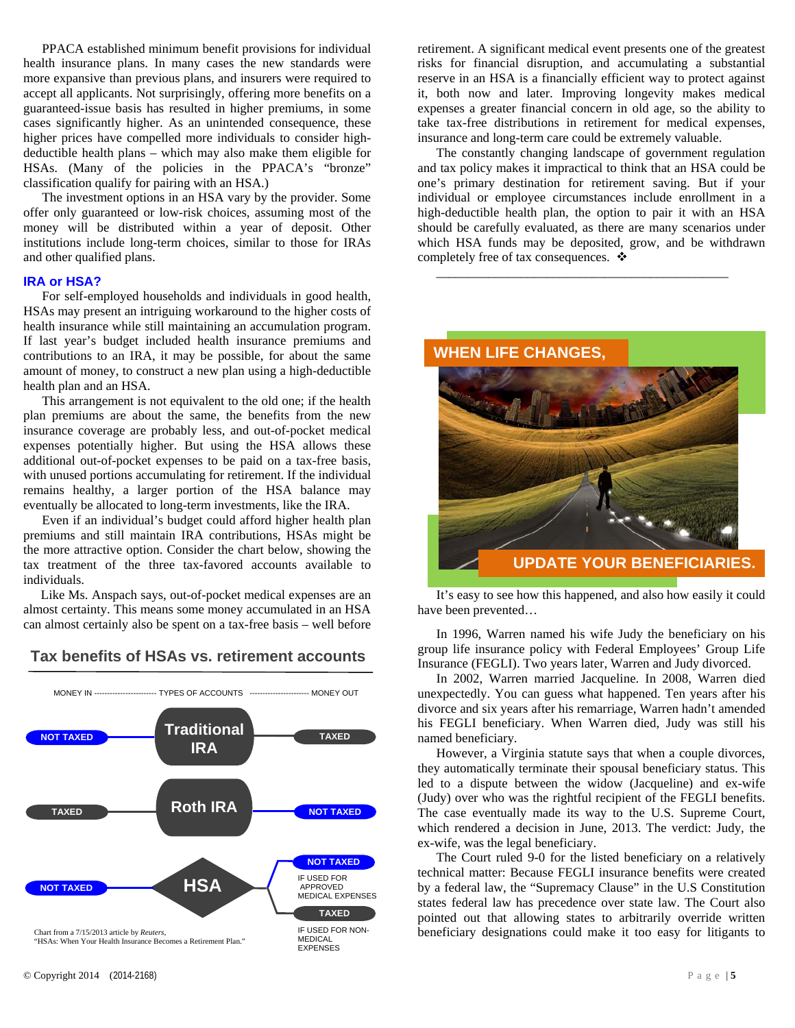PPACA established minimum benefit provisions for individual health insurance plans. In many cases the new standards were more expansive than previous plans, and insurers were required to accept all applicants. Not surprisingly, offering more benefits on a guaranteed-issue basis has resulted in higher premiums, in some cases significantly higher. As an unintended consequence, these higher prices have compelled more individuals to consider high-deductible health plans – which may also make them eligible for HSAs. (Many of the policies in the PPACA's "bronze" classification qualify for pairing with an HSA.)

The investment options in an HSA vary by the provider. Some offer only guaranteed or low-risk choices, assuming most of the money will be distributed within a year of deposit. Other institutions include long-term choices, similar to those for IRAs and other qualified plans.

### IRA or HSA?

For self-employed households and individuals in good health, HSAs may present an intriguing workaround to the higher costs of health insurance while still maintaining an accumulation program. If last year's budget included health insurance premiums and contributions to an IRA, it may be possible, for about the same amount of money, to construct a new plan using a high-deductible health plan and an HSA.

This arrangement is not equivalent to the old one; if the health plan premiums are about the same, the benefits from the new insurance coverage are probably less, and out-of-pocket medical expenses potentially higher. But using the HSA allows these additional out-of-pocket expenses to be paid on a tax-free basis, with unused portions accumulating for retirement. If the individual remains healthy, a larger portion of the HSA balance may eventually be allocated to long-term investments, like the IRA.

Even if an individual's budget could afford higher health plan premiums and still maintain IRA contributions, HSAs might be the more attractive option. Consider the chart below, showing the tax treatment of the three tax-favored accounts available to individuals.

Like Ms. Anspach says, out-of-pocket medical expenses are an almost certainty. This means some money accumulated in an HSA can almost certainly also be spent on a tax-free basis – well before retirement. A significant medical event presents one of the greatest risks for financial disruption, and accumulating a substantial reserve in an HSA is a financially efficient way to protect against it, both now and later. Improving longevity makes medical expenses a greater financial concern in old age, so the ability to take tax-free distributions in retirement for medical expenses, insurance and long-term care could be extremely valuable.

The constantly changing landscape of government regulation and tax policy makes it impractical to think that an HSA could be one's primary destination for retirement saving. But if your individual or employee circumstances include enrollment in a high-deductible health plan, the option to pair it with an HSA should be carefully evaluated, as there are many scenarios under which HSA funds may be deposited, grow, and be withdrawn completely free of tax consequences. ❖

### Tax benefits of HSAs vs. retirement accounts

| MONEY IN | TYPES OF ACCOUNTS | MONEY OUT |
|---|---|---|
| NOT TAXED | Traditional IRA | TAXED |
| TAXED | Roth IRA | NOT TAXED |
| NOT TAXED | HSA | NOT TAXED IF USED FOR APPROVED MEDICAL EXPENSES; TAXED IF USED FOR NON-MEDICAL EXPENSES |

Chart from a 7/15/2013 article by *Reuters*, "HSAs: When Your Health Insurance Becomes a Retirement Plan."

---

## WHEN LIFE CHANGES, UPDATE YOUR BENEFICIARIES.

It's easy to see how this happened, and also how easily it could have been prevented…

In 1996, Warren named his wife Judy the beneficiary on his group life insurance policy with Federal Employees' Group Life Insurance (FEGLI). Two years later, Warren and Judy divorced.

In 2002, Warren married Jacqueline. In 2008, Warren died unexpectedly. You can guess what happened. Ten years after his divorce and six years after his remarriage, Warren hadn't amended his FEGLI beneficiary. When Warren died, Judy was still his named beneficiary.

However, a Virginia statute says that when a couple divorces, they automatically terminate their spousal beneficiary status. This led to a dispute between the widow (Jacqueline) and ex-wife (Judy) over who was the rightful recipient of the FEGLI benefits. The case eventually made its way to the U.S. Supreme Court, which rendered a decision in June, 2013. The verdict: Judy, the ex-wife, was the legal beneficiary.

The Court ruled 9-0 for the listed beneficiary on a relatively technical matter: Because FEGLI insurance benefits were created by a federal law, the "Supremacy Clause" in the U.S Constitution states federal law has precedence over state law. The Court also pointed out that allowing states to arbitrarily override written beneficiary designations could make it too easy for litigants to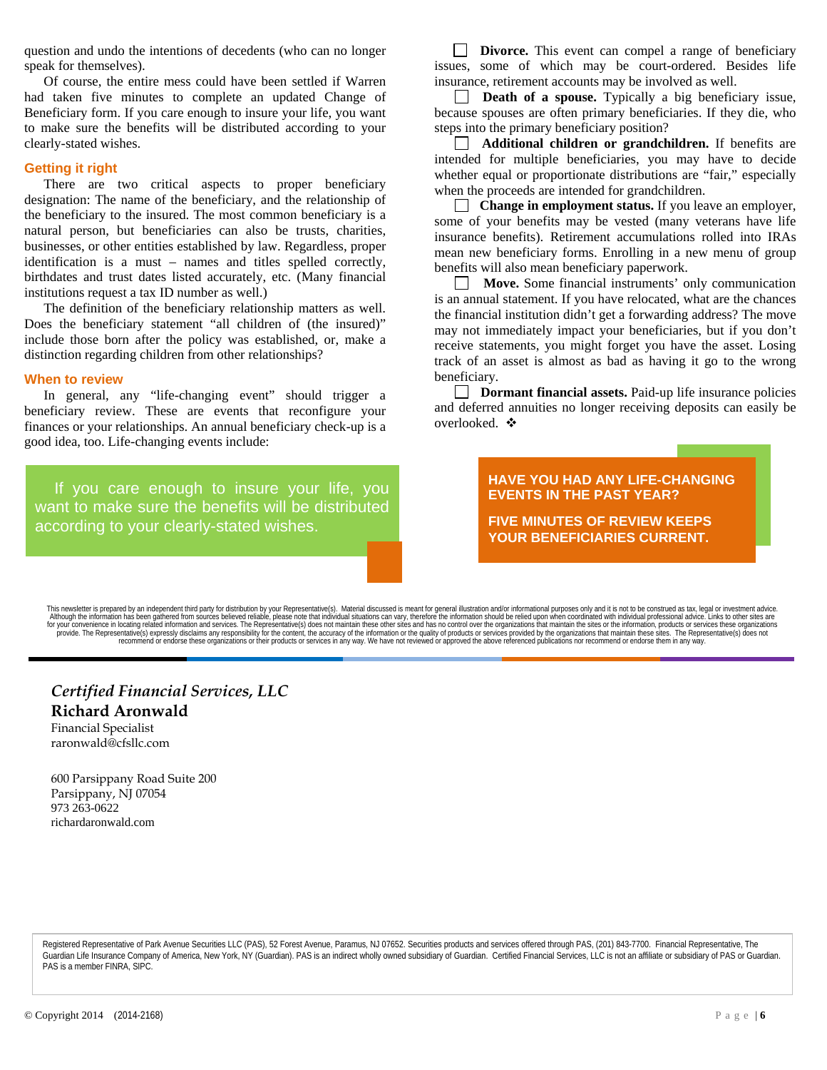question and undo the intentions of decedents (who can no longer speak for themselves).

Of course, the entire mess could have been settled if Warren had taken five minutes to complete an updated Change of Beneficiary form. If you care enough to insure your life, you want to make sure the benefits will be distributed according to your clearly-stated wishes.

### Getting it right

There are two critical aspects to proper beneficiary designation: The name of the beneficiary, and the relationship of the beneficiary to the insured. The most common beneficiary is a natural person, but beneficiaries can also be trusts, charities, businesses, or other entities established by law. Regardless, proper identification is a must – names and titles spelled correctly, birthdates and trust dates listed accurately, etc. (Many financial institutions request a tax ID number as well.)

The definition of the beneficiary relationship matters as well. Does the beneficiary statement "all children of (the insured)" include those born after the policy was established, or, make a distinction regarding children from other relationships?

### When to review

In general, any "life-changing event" should trigger a beneficiary review. These are events that reconfigure your finances or your relationships. An annual beneficiary check-up is a good idea, too. Life-changing events include:

> If you care enough to insure your life, you want to make sure the benefits will be distributed according to your clearly-stated wishes.

- ☐ **Divorce.** This event can compel a range of beneficiary issues, some of which may be court-ordered. Besides life insurance, retirement accounts may be involved as well.
- ☐ **Death of a spouse.** Typically a big beneficiary issue, because spouses are often primary beneficiaries. If they die, who steps into the primary beneficiary position?
- ☐ **Additional children or grandchildren.** If benefits are intended for multiple beneficiaries, you may have to decide whether equal or proportionate distributions are "fair," especially when the proceeds are intended for grandchildren.
- ☐ **Change in employment status.** If you leave an employer, some of your benefits may be vested (many veterans have life insurance benefits). Retirement accumulations rolled into IRAs mean new beneficiary forms. Enrolling in a new menu of group benefits will also mean beneficiary paperwork.
- ☐ **Move.** Some financial instruments' only communication is an annual statement. If you have relocated, what are the chances the financial institution didn't get a forwarding address? The move may not immediately impact your beneficiaries, but if you don't receive statements, you might forget you have the asset. Losing track of an asset is almost as bad as having it go to the wrong beneficiary.
- ☐ **Dormant financial assets.** Paid-up life insurance policies and deferred annuities no longer receiving deposits can easily be overlooked. ❖

**HAVE YOU HAD ANY LIFE-CHANGING EVENTS IN THE PAST YEAR?**

**FIVE MINUTES OF REVIEW KEEPS YOUR BENEFICIARIES CURRENT.**

This newsletter is prepared by an independent third party for distribution by your Representative(s). Material discussed is meant for general illustration and/or informational purposes only and it is not to be construed as tax, legal or investment advice. Although the information has been gathered from sources believed reliable, please note that individual situations can vary, therefore the information should be relied upon when coordinated with individual professional advice. Links to other sites are for your convenience in locating related information and services. The Representative(s) does not maintain these other sites and has no control over the organizations that maintain the sites or the information, products or services these organizations provide. The Representative(s) expressly disclaims any responsibility for the content, the accuracy of the information or the quality of products or services provided by the organizations that maintain these sites. The Representative(s) does not recommend or endorse these organizations or their products or services in any way. We have not reviewed or approved the above referenced publications nor recommend or endorse them in any way.

*Certified Financial Services, LLC*
**Richard Aronwald**
Financial Specialist
raronwald@cfsllc.com

600 Parsippany Road Suite 200
Parsippany, NJ 07054
973 263-0622
richardaronwald.com

Registered Representative of Park Avenue Securities LLC (PAS), 52 Forest Avenue, Paramus, NJ 07652. Securities products and services offered through PAS, (201) 843-7700. Financial Representative, The Guardian Life Insurance Company of America, New York, NY (Guardian). PAS is an indirect wholly owned subsidiary of Guardian. Certified Financial Services, LLC is not an affiliate or subsidiary of PAS or Guardian. PAS is a member FINRA, SIPC.

© Copyright 2014 (2014-2168)